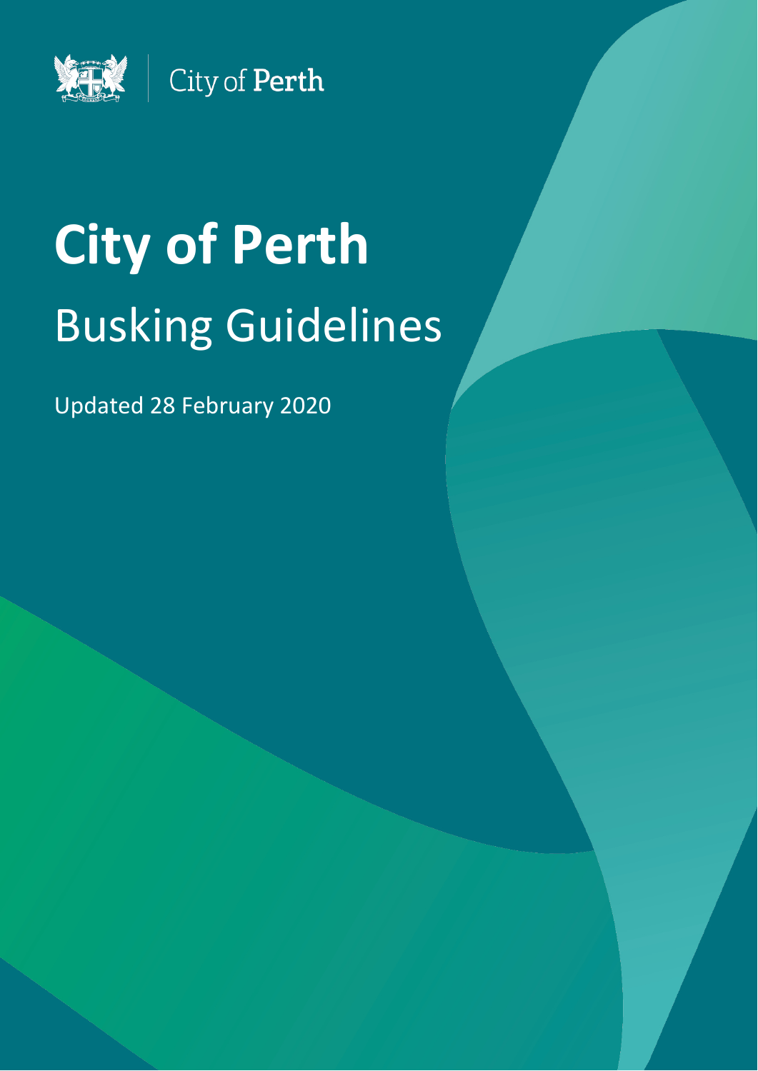City of Perth

# City of Perth

## Busking Guidelines

Updated 28 February 2020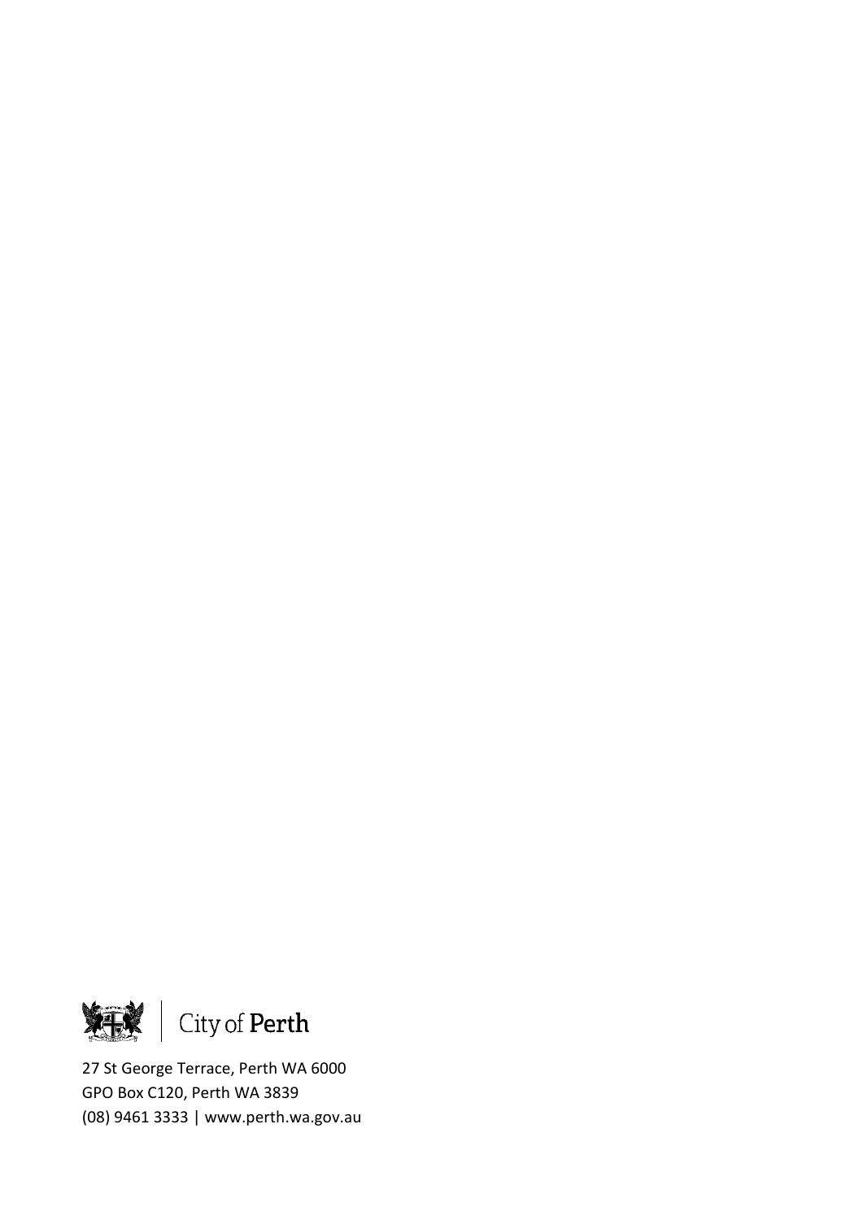City of Perth

27 St George Terrace, Perth WA 6000
GPO Box C120, Perth WA 3839
(08) 9461 3333 | www.perth.wa.gov.au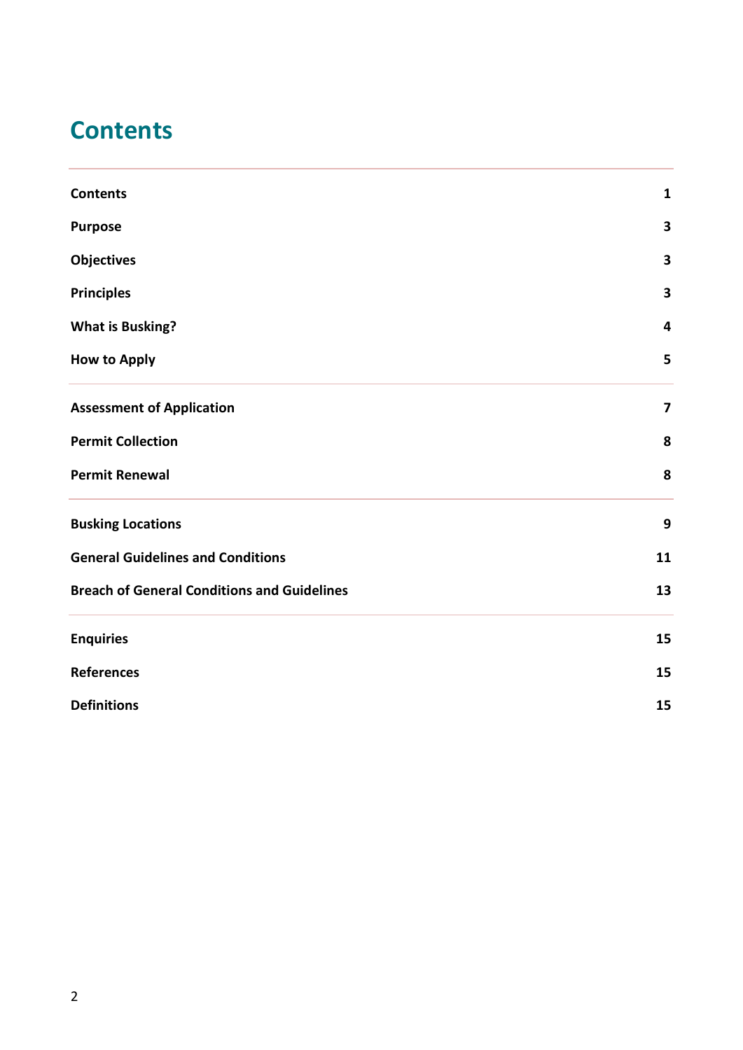# Contents

| | |
|---|---|
| **Contents** | **1** |
| **Purpose** | **3** |
| **Objectives** | **3** |
| **Principles** | **3** |
| **What is Busking?** | **4** |
| **How to Apply** | **5** |
| **Assessment of Application** | **7** |
| **Permit Collection** | **8** |
| **Permit Renewal** | **8** |
| **Busking Locations** | **9** |
| **General Guidelines and Conditions** | **11** |
| **Breach of General Conditions and Guidelines** | **13** |
| **Enquiries** | **15** |
| **References** | **15** |
| **Definitions** | **15** |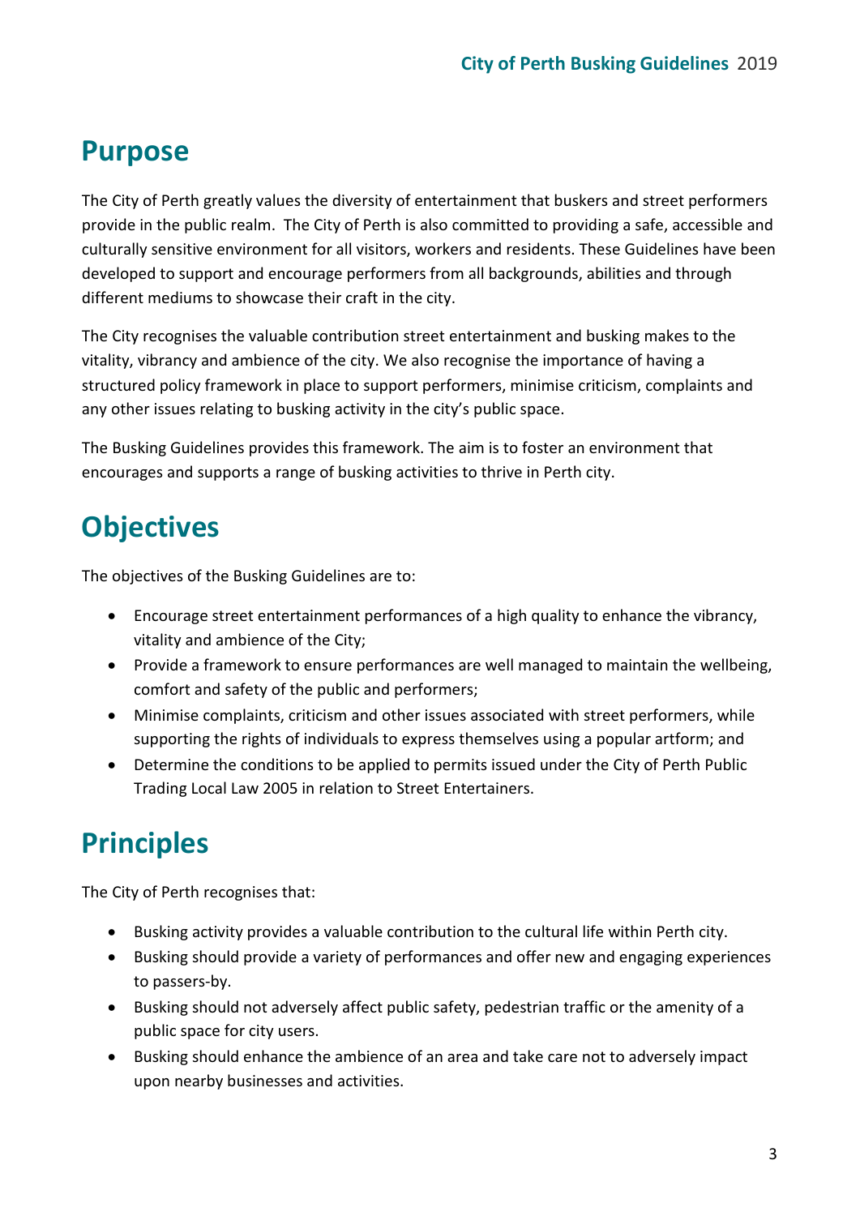# Purpose

The City of Perth greatly values the diversity of entertainment that buskers and street performers provide in the public realm. The City of Perth is also committed to providing a safe, accessible and culturally sensitive environment for all visitors, workers and residents. These Guidelines have been developed to support and encourage performers from all backgrounds, abilities and through different mediums to showcase their craft in the city.

The City recognises the valuable contribution street entertainment and busking makes to the vitality, vibrancy and ambience of the city. We also recognise the importance of having a structured policy framework in place to support performers, minimise criticism, complaints and any other issues relating to busking activity in the city's public space.

The Busking Guidelines provides this framework. The aim is to foster an environment that encourages and supports a range of busking activities to thrive in Perth city.

# Objectives

The objectives of the Busking Guidelines are to:

- Encourage street entertainment performances of a high quality to enhance the vibrancy, vitality and ambience of the City;
- Provide a framework to ensure performances are well managed to maintain the wellbeing, comfort and safety of the public and performers;
- Minimise complaints, criticism and other issues associated with street performers, while supporting the rights of individuals to express themselves using a popular artform; and
- Determine the conditions to be applied to permits issued under the City of Perth Public Trading Local Law 2005 in relation to Street Entertainers.

# Principles

The City of Perth recognises that:

- Busking activity provides a valuable contribution to the cultural life within Perth city.
- Busking should provide a variety of performances and offer new and engaging experiences to passers-by.
- Busking should not adversely affect public safety, pedestrian traffic or the amenity of a public space for city users.
- Busking should enhance the ambience of an area and take care not to adversely impact upon nearby businesses and activities.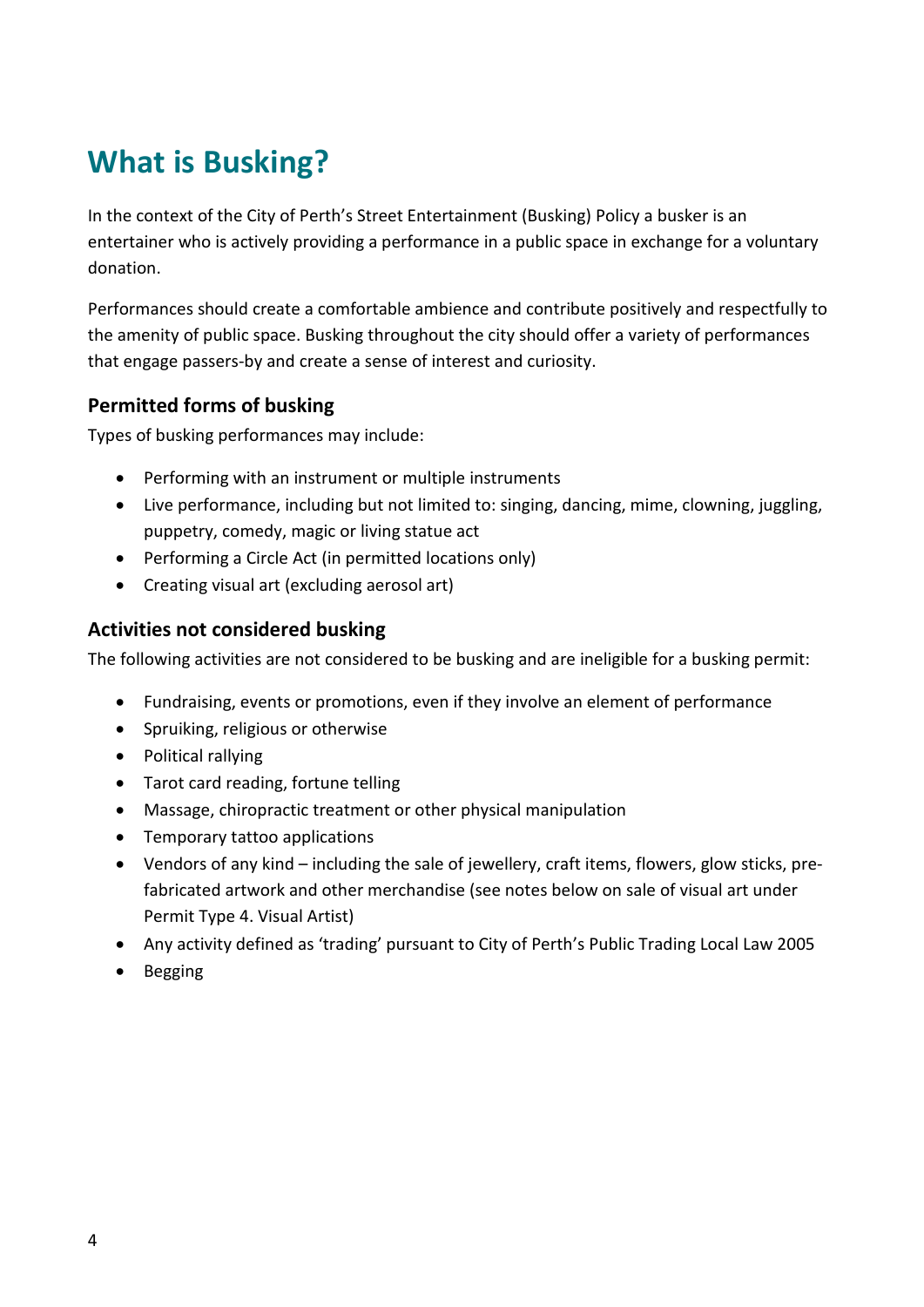# What is Busking?

In the context of the City of Perth's Street Entertainment (Busking) Policy a busker is an entertainer who is actively providing a performance in a public space in exchange for a voluntary donation.

Performances should create a comfortable ambience and contribute positively and respectfully to the amenity of public space. Busking throughout the city should offer a variety of performances that engage passers-by and create a sense of interest and curiosity.

## Permitted forms of busking

Types of busking performances may include:

- Performing with an instrument or multiple instruments
- Live performance, including but not limited to: singing, dancing, mime, clowning, juggling, puppetry, comedy, magic or living statue act
- Performing a Circle Act (in permitted locations only)
- Creating visual art (excluding aerosol art)

## Activities not considered busking

The following activities are not considered to be busking and are ineligible for a busking permit:

- Fundraising, events or promotions, even if they involve an element of performance
- Spruiking, religious or otherwise
- Political rallying
- Tarot card reading, fortune telling
- Massage, chiropractic treatment or other physical manipulation
- Temporary tattoo applications
- Vendors of any kind – including the sale of jewellery, craft items, flowers, glow sticks, pre-fabricated artwork and other merchandise (see notes below on sale of visual art under Permit Type 4. Visual Artist)
- Any activity defined as 'trading' pursuant to City of Perth's Public Trading Local Law 2005
- Begging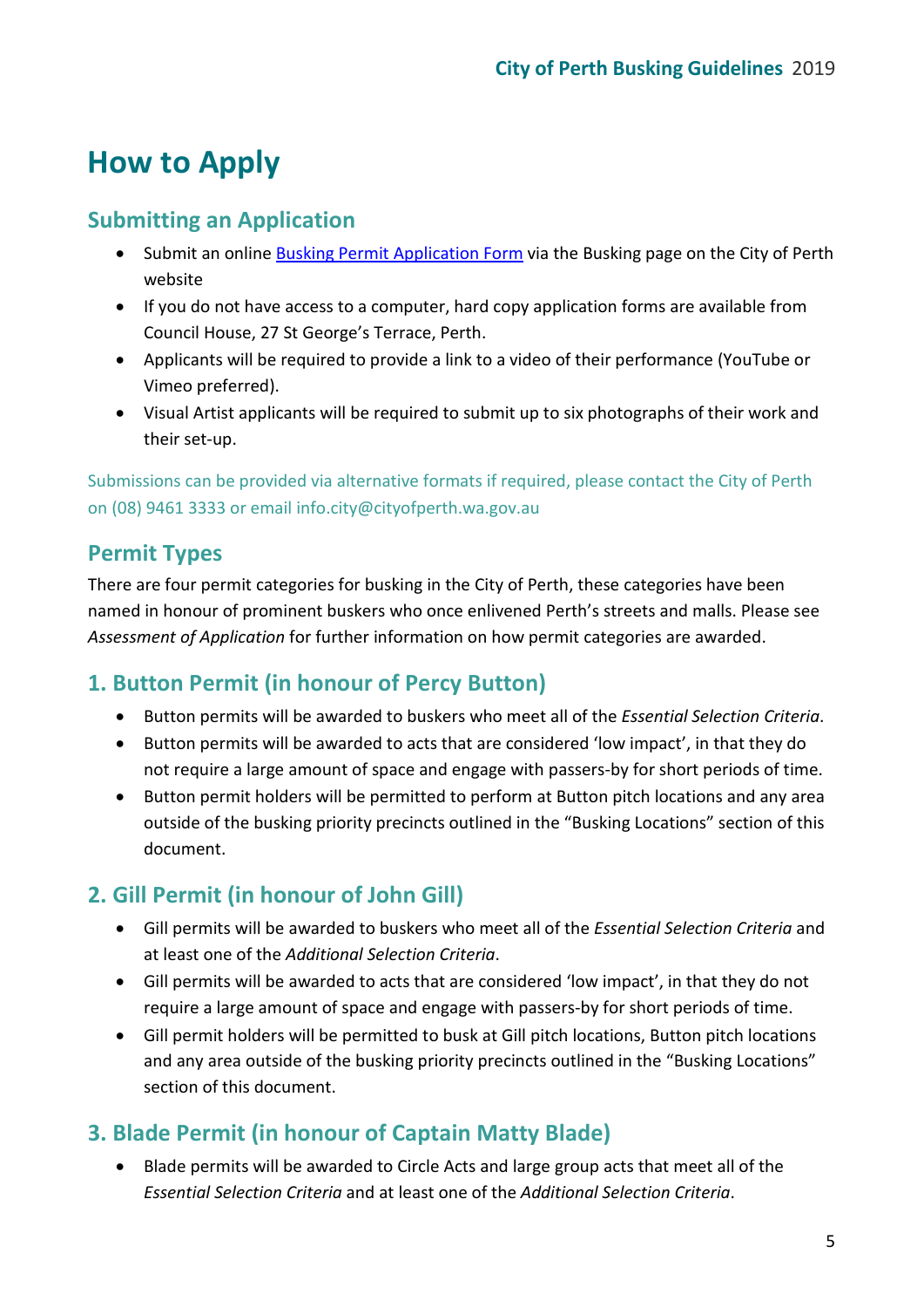# How to Apply

## Submitting an Application

- Submit an online [Busking Permit Application Form](#) via the Busking page on the City of Perth website
- If you do not have access to a computer, hard copy application forms are available from Council House, 27 St George's Terrace, Perth.
- Applicants will be required to provide a link to a video of their performance (YouTube or Vimeo preferred).
- Visual Artist applicants will be required to submit up to six photographs of their work and their set-up.

Submissions can be provided via alternative formats if required, please contact the City of Perth on (08) 9461 3333 or email info.city@cityofperth.wa.gov.au

## Permit Types

There are four permit categories for busking in the City of Perth, these categories have been named in honour of prominent buskers who once enlivened Perth's streets and malls. Please see *Assessment of Application* for further information on how permit categories are awarded.

### 1. Button Permit (in honour of Percy Button)

- Button permits will be awarded to buskers who meet all of the *Essential Selection Criteria*.
- Button permits will be awarded to acts that are considered 'low impact', in that they do not require a large amount of space and engage with passers-by for short periods of time.
- Button permit holders will be permitted to perform at Button pitch locations and any area outside of the busking priority precincts outlined in the "Busking Locations" section of this document.

### 2. Gill Permit (in honour of John Gill)

- Gill permits will be awarded to buskers who meet all of the *Essential Selection Criteria* and at least one of the *Additional Selection Criteria*.
- Gill permits will be awarded to acts that are considered 'low impact', in that they do not require a large amount of space and engage with passers-by for short periods of time.
- Gill permit holders will be permitted to busk at Gill pitch locations, Button pitch locations and any area outside of the busking priority precincts outlined in the "Busking Locations" section of this document.

### 3. Blade Permit (in honour of Captain Matty Blade)

- Blade permits will be awarded to Circle Acts and large group acts that meet all of the *Essential Selection Criteria* and at least one of the *Additional Selection Criteria*.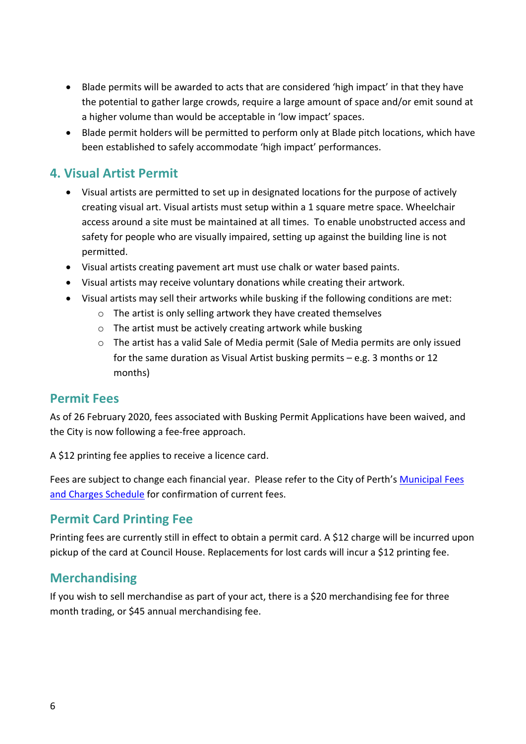- Blade permits will be awarded to acts that are considered 'high impact' in that they have the potential to gather large crowds, require a large amount of space and/or emit sound at a higher volume than would be acceptable in 'low impact' spaces.
- Blade permit holders will be permitted to perform only at Blade pitch locations, which have been established to safely accommodate 'high impact' performances.

## 4. Visual Artist Permit

- Visual artists are permitted to set up in designated locations for the purpose of actively creating visual art. Visual artists must setup within a 1 square metre space. Wheelchair access around a site must be maintained at all times. To enable unobstructed access and safety for people who are visually impaired, setting up against the building line is not permitted.
- Visual artists creating pavement art must use chalk or water based paints.
- Visual artists may receive voluntary donations while creating their artwork.
- Visual artists may sell their artworks while busking if the following conditions are met:
    - The artist is only selling artwork they have created themselves
    - The artist must be actively creating artwork while busking
    - The artist has a valid Sale of Media permit (Sale of Media permits are only issued for the same duration as Visual Artist busking permits – e.g. 3 months or 12 months)

## Permit Fees

As of 26 February 2020, fees associated with Busking Permit Applications have been waived, and the City is now following a fee-free approach.

A $12 printing fee applies to receive a licence card.

Fees are subject to change each financial year. Please refer to the City of Perth's Municipal Fees and Charges Schedule for confirmation of current fees.

## Permit Card Printing Fee

Printing fees are currently still in effect to obtain a permit card. A $12 charge will be incurred upon pickup of the card at Council House. Replacements for lost cards will incur a $12 printing fee.

## Merchandising

If you wish to sell merchandise as part of your act, there is a $20 merchandising fee for three month trading, or $45 annual merchandising fee.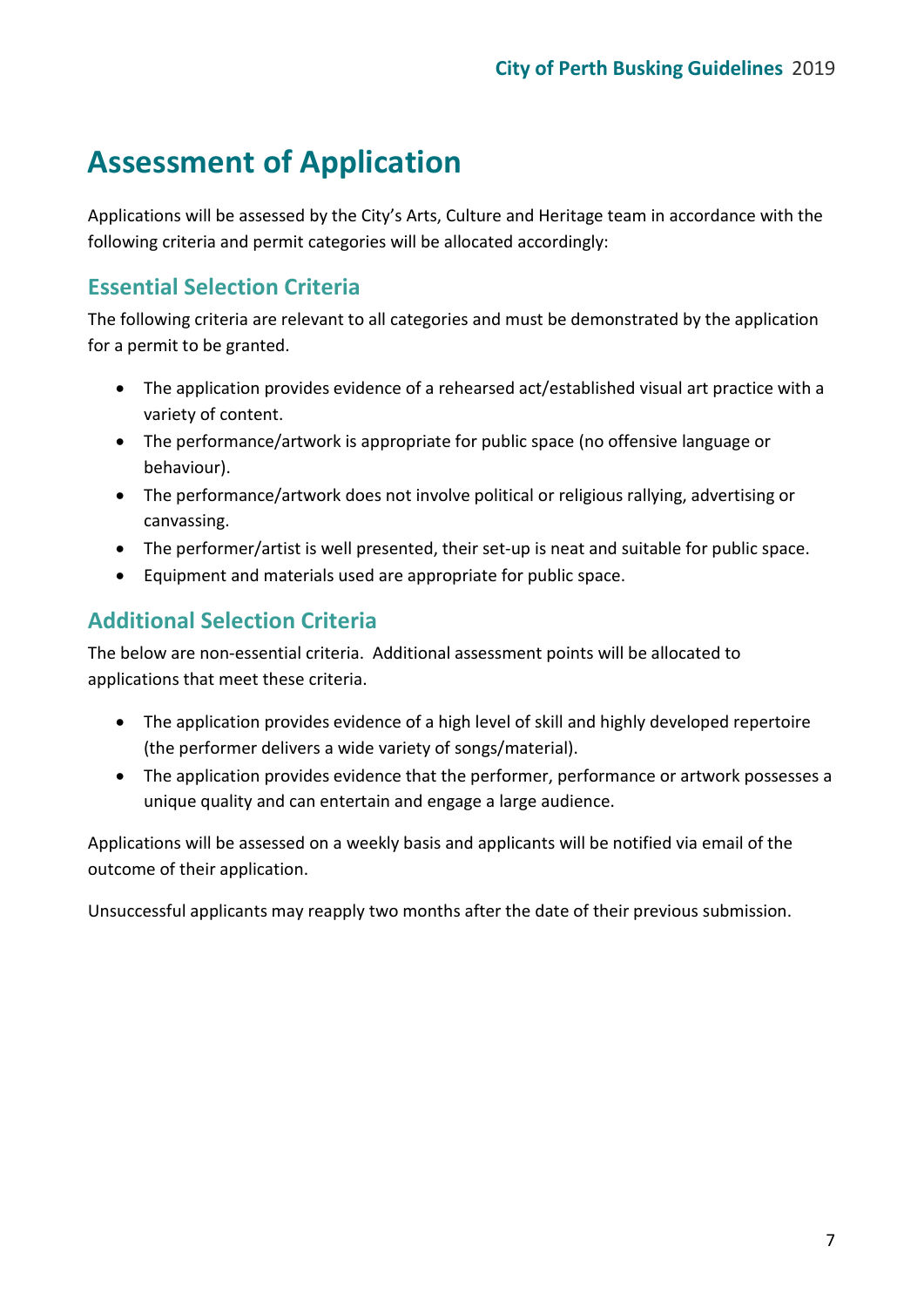# Assessment of Application

Applications will be assessed by the City's Arts, Culture and Heritage team in accordance with the following criteria and permit categories will be allocated accordingly:

## Essential Selection Criteria

The following criteria are relevant to all categories and must be demonstrated by the application for a permit to be granted.

- The application provides evidence of a rehearsed act/established visual art practice with a variety of content.
- The performance/artwork is appropriate for public space (no offensive language or behaviour).
- The performance/artwork does not involve political or religious rallying, advertising or canvassing.
- The performer/artist is well presented, their set-up is neat and suitable for public space.
- Equipment and materials used are appropriate for public space.

## Additional Selection Criteria

The below are non-essential criteria. Additional assessment points will be allocated to applications that meet these criteria.

- The application provides evidence of a high level of skill and highly developed repertoire (the performer delivers a wide variety of songs/material).
- The application provides evidence that the performer, performance or artwork possesses a unique quality and can entertain and engage a large audience.

Applications will be assessed on a weekly basis and applicants will be notified via email of the outcome of their application.

Unsuccessful applicants may reapply two months after the date of their previous submission.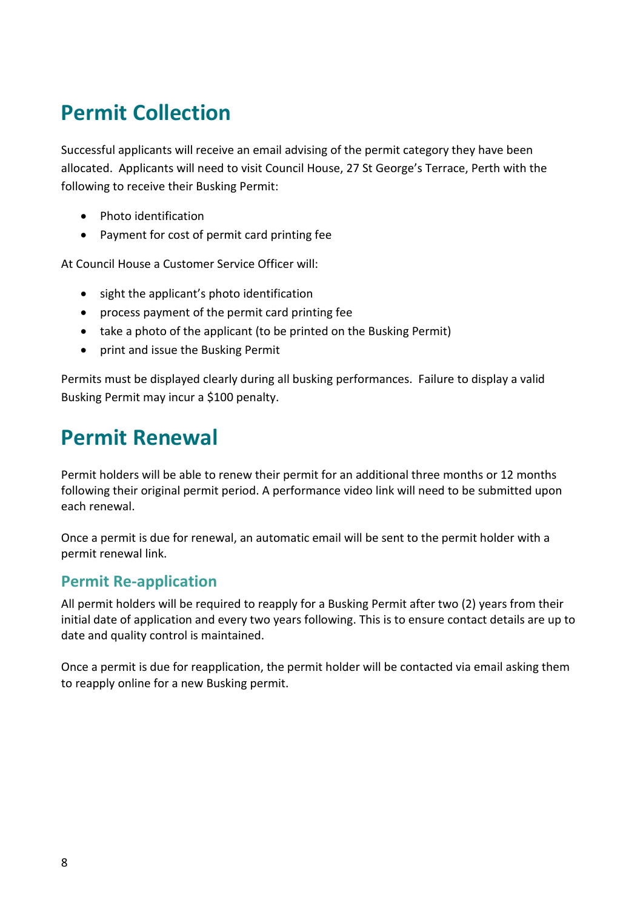# Permit Collection

Successful applicants will receive an email advising of the permit category they have been allocated. Applicants will need to visit Council House, 27 St George's Terrace, Perth with the following to receive their Busking Permit:

- Photo identification
- Payment for cost of permit card printing fee

At Council House a Customer Service Officer will:

- sight the applicant's photo identification
- process payment of the permit card printing fee
- take a photo of the applicant (to be printed on the Busking Permit)
- print and issue the Busking Permit

Permits must be displayed clearly during all busking performances. Failure to display a valid Busking Permit may incur a $100 penalty.

# Permit Renewal

Permit holders will be able to renew their permit for an additional three months or 12 months following their original permit period. A performance video link will need to be submitted upon each renewal.

Once a permit is due for renewal, an automatic email will be sent to the permit holder with a permit renewal link.

## Permit Re-application

All permit holders will be required to reapply for a Busking Permit after two (2) years from their initial date of application and every two years following. This is to ensure contact details are up to date and quality control is maintained.

Once a permit is due for reapplication, the permit holder will be contacted via email asking them to reapply online for a new Busking permit.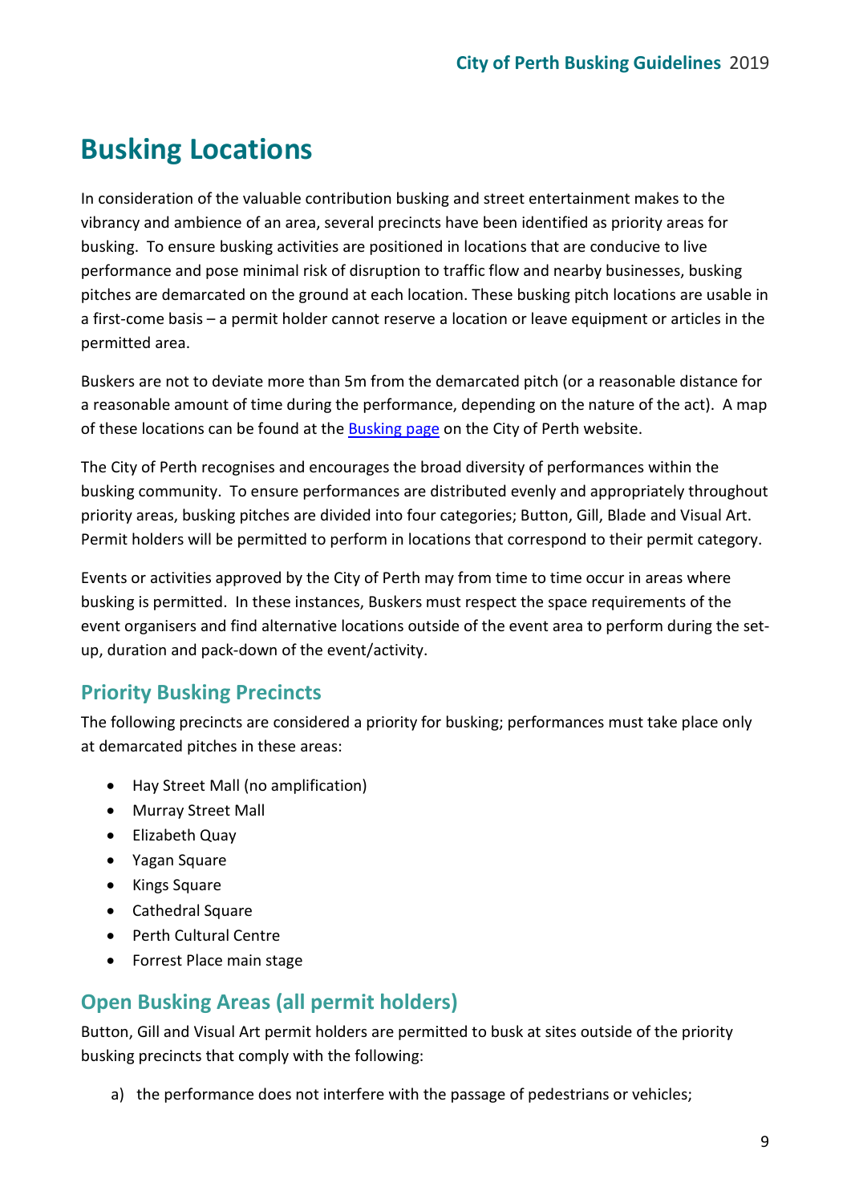# Busking Locations

In consideration of the valuable contribution busking and street entertainment makes to the vibrancy and ambience of an area, several precincts have been identified as priority areas for busking. To ensure busking activities are positioned in locations that are conducive to live performance and pose minimal risk of disruption to traffic flow and nearby businesses, busking pitches are demarcated on the ground at each location. These busking pitch locations are usable in a first-come basis – a permit holder cannot reserve a location or leave equipment or articles in the permitted area.

Buskers are not to deviate more than 5m from the demarcated pitch (or a reasonable distance for a reasonable amount of time during the performance, depending on the nature of the act). A map of these locations can be found at the [Busking page] on the City of Perth website.

The City of Perth recognises and encourages the broad diversity of performances within the busking community. To ensure performances are distributed evenly and appropriately throughout priority areas, busking pitches are divided into four categories; Button, Gill, Blade and Visual Art. Permit holders will be permitted to perform in locations that correspond to their permit category.

Events or activities approved by the City of Perth may from time to time occur in areas where busking is permitted. In these instances, Buskers must respect the space requirements of the event organisers and find alternative locations outside of the event area to perform during the set-up, duration and pack-down of the event/activity.

## Priority Busking Precincts

The following precincts are considered a priority for busking; performances must take place only at demarcated pitches in these areas:

- Hay Street Mall (no amplification)
- Murray Street Mall
- Elizabeth Quay
- Yagan Square
- Kings Square
- Cathedral Square
- Perth Cultural Centre
- Forrest Place main stage

## Open Busking Areas (all permit holders)

Button, Gill and Visual Art permit holders are permitted to busk at sites outside of the priority busking precincts that comply with the following:

a) the performance does not interfere with the passage of pedestrians or vehicles;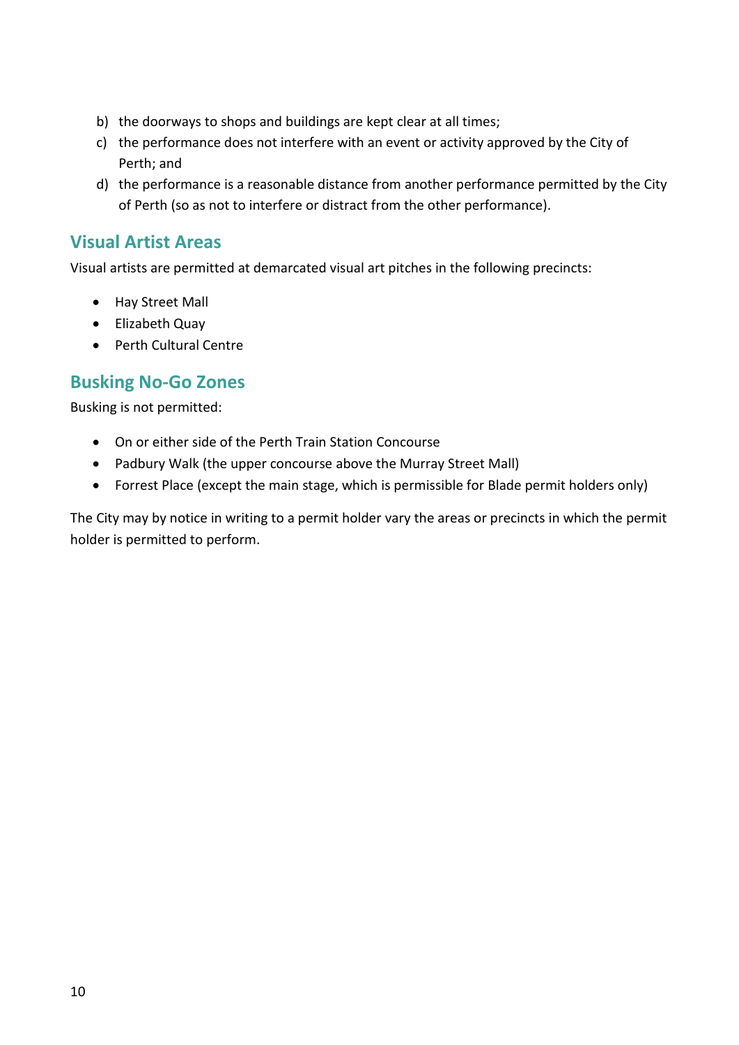b) the doorways to shops and buildings are kept clear at all times;
c) the performance does not interfere with an event or activity approved by the City of Perth; and
d) the performance is a reasonable distance from another performance permitted by the City of Perth (so as not to interfere or distract from the other performance).

## Visual Artist Areas

Visual artists are permitted at demarcated visual art pitches in the following precincts:

- Hay Street Mall
- Elizabeth Quay
- Perth Cultural Centre

## Busking No-Go Zones

Busking is not permitted:

- On or either side of the Perth Train Station Concourse
- Padbury Walk (the upper concourse above the Murray Street Mall)
- Forrest Place (except the main stage, which is permissible for Blade permit holders only)

The City may by notice in writing to a permit holder vary the areas or precincts in which the permit holder is permitted to perform.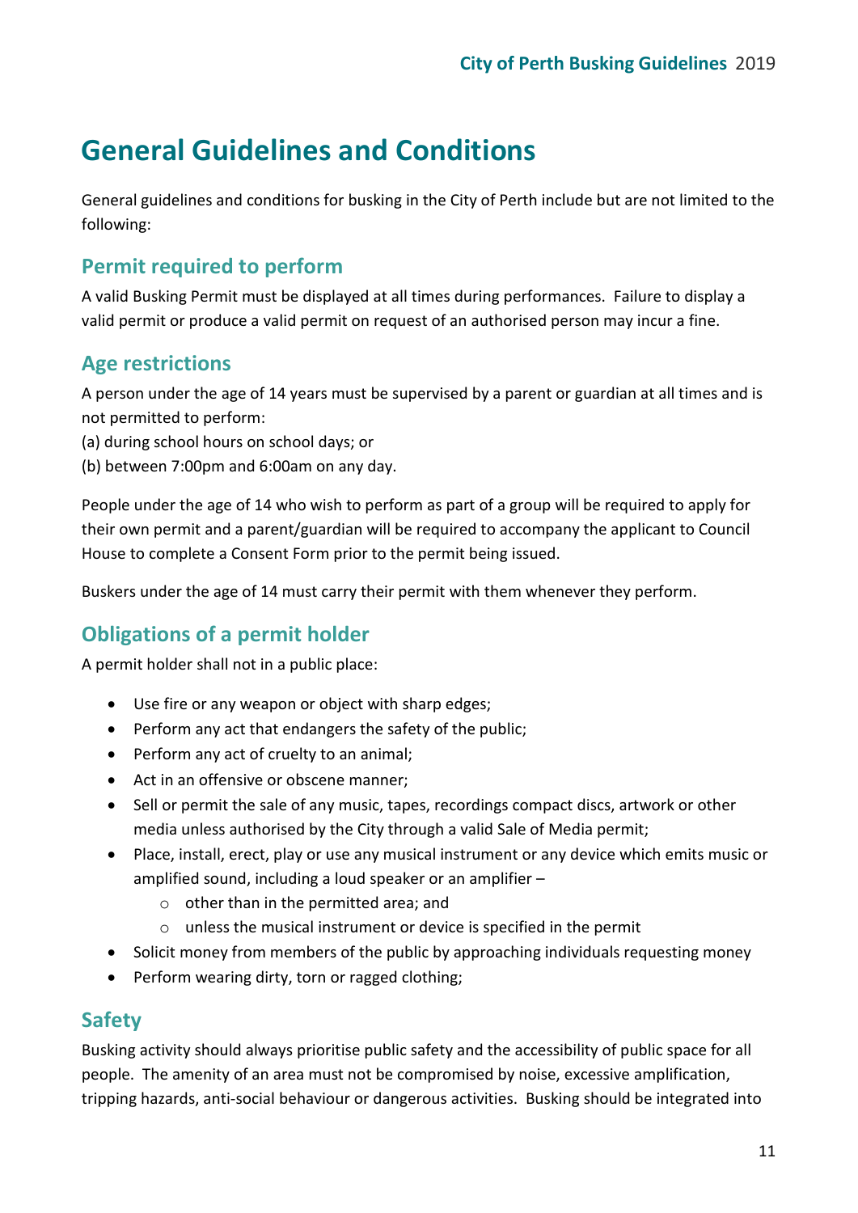# General Guidelines and Conditions

General guidelines and conditions for busking in the City of Perth include but are not limited to the following:

## Permit required to perform

A valid Busking Permit must be displayed at all times during performances. Failure to display a valid permit or produce a valid permit on request of an authorised person may incur a fine.

## Age restrictions

A person under the age of 14 years must be supervised by a parent or guardian at all times and is not permitted to perform:
(a) during school hours on school days; or
(b) between 7:00pm and 6:00am on any day.

People under the age of 14 who wish to perform as part of a group will be required to apply for their own permit and a parent/guardian will be required to accompany the applicant to Council House to complete a Consent Form prior to the permit being issued.

Buskers under the age of 14 must carry their permit with them whenever they perform.

## Obligations of a permit holder

A permit holder shall not in a public place:

- Use fire or any weapon or object with sharp edges;
- Perform any act that endangers the safety of the public;
- Perform any act of cruelty to an animal;
- Act in an offensive or obscene manner;
- Sell or permit the sale of any music, tapes, recordings compact discs, artwork or other media unless authorised by the City through a valid Sale of Media permit;
- Place, install, erect, play or use any musical instrument or any device which emits music or amplified sound, including a loud speaker or an amplifier –
    - other than in the permitted area; and
    - unless the musical instrument or device is specified in the permit
- Solicit money from members of the public by approaching individuals requesting money
- Perform wearing dirty, torn or ragged clothing;

## Safety

Busking activity should always prioritise public safety and the accessibility of public space for all people. The amenity of an area must not be compromised by noise, excessive amplification, tripping hazards, anti-social behaviour or dangerous activities. Busking should be integrated into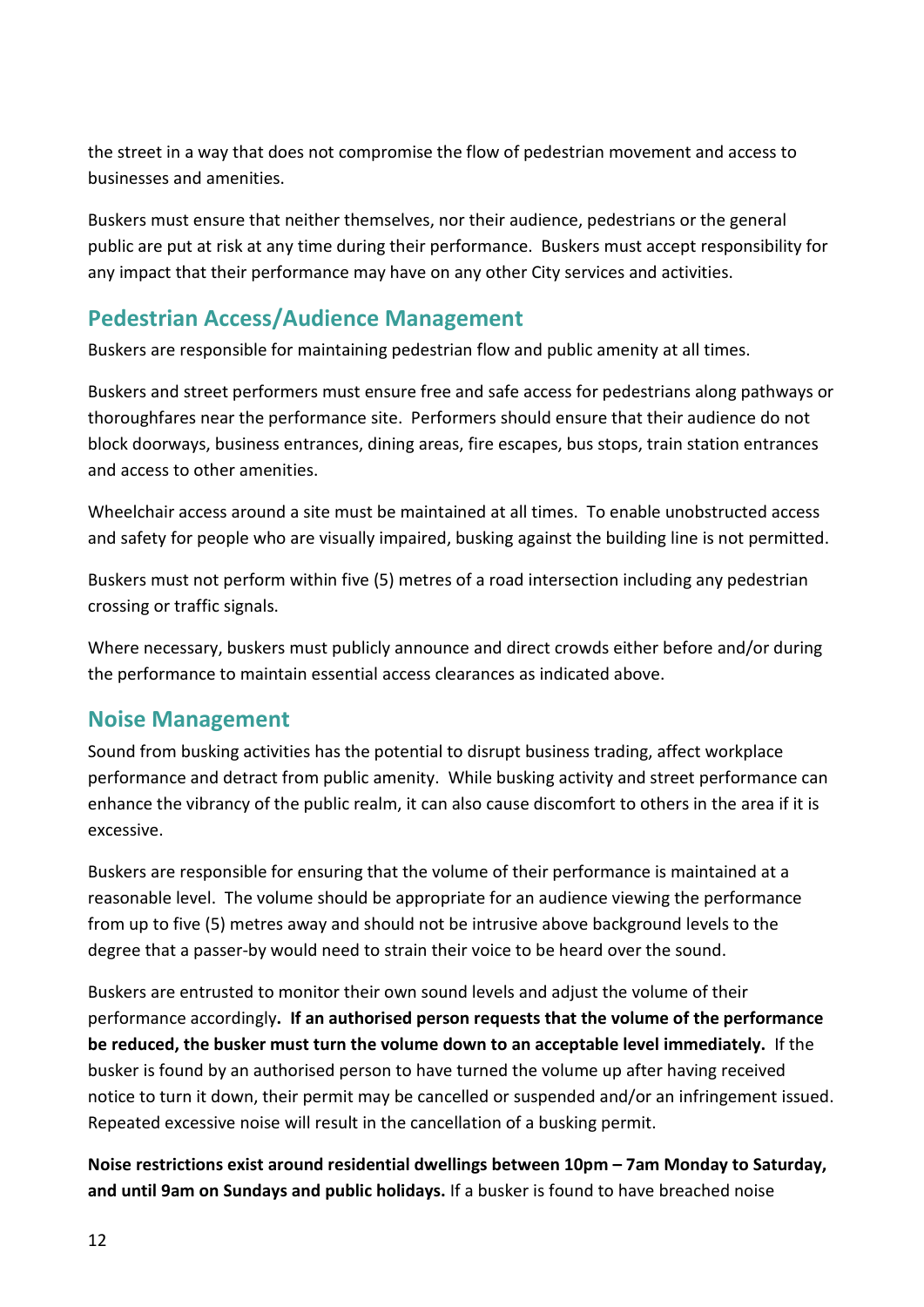the street in a way that does not compromise the flow of pedestrian movement and access to businesses and amenities.

Buskers must ensure that neither themselves, nor their audience, pedestrians or the general public are put at risk at any time during their performance. Buskers must accept responsibility for any impact that their performance may have on any other City services and activities.

## Pedestrian Access/Audience Management

Buskers are responsible for maintaining pedestrian flow and public amenity at all times.

Buskers and street performers must ensure free and safe access for pedestrians along pathways or thoroughfares near the performance site. Performers should ensure that their audience do not block doorways, business entrances, dining areas, fire escapes, bus stops, train station entrances and access to other amenities.

Wheelchair access around a site must be maintained at all times. To enable unobstructed access and safety for people who are visually impaired, busking against the building line is not permitted.

Buskers must not perform within five (5) metres of a road intersection including any pedestrian crossing or traffic signals.

Where necessary, buskers must publicly announce and direct crowds either before and/or during the performance to maintain essential access clearances as indicated above.

## Noise Management

Sound from busking activities has the potential to disrupt business trading, affect workplace performance and detract from public amenity. While busking activity and street performance can enhance the vibrancy of the public realm, it can also cause discomfort to others in the area if it is excessive.

Buskers are responsible for ensuring that the volume of their performance is maintained at a reasonable level. The volume should be appropriate for an audience viewing the performance from up to five (5) metres away and should not be intrusive above background levels to the degree that a passer-by would need to strain their voice to be heard over the sound.

Buskers are entrusted to monitor their own sound levels and adjust the volume of their performance accordingly**. If an authorised person requests that the volume of the performance be reduced, the busker must turn the volume down to an acceptable level immediately.** If the busker is found by an authorised person to have turned the volume up after having received notice to turn it down, their permit may be cancelled or suspended and/or an infringement issued. Repeated excessive noise will result in the cancellation of a busking permit.

**Noise restrictions exist around residential dwellings between 10pm – 7am Monday to Saturday, and until 9am on Sundays and public holidays.** If a busker is found to have breached noise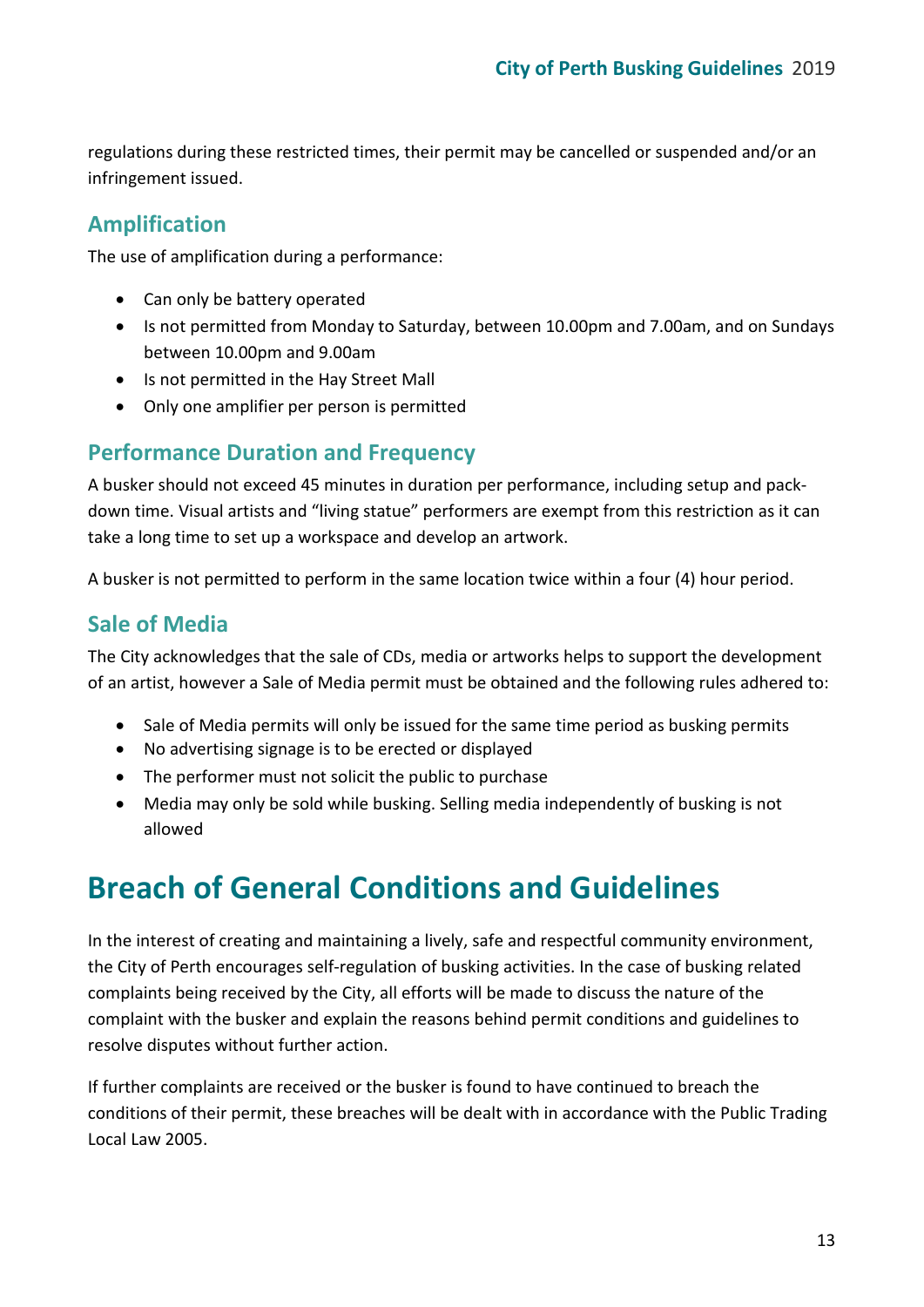regulations during these restricted times, their permit may be cancelled or suspended and/or an infringement issued.

## Amplification

The use of amplification during a performance:

- Can only be battery operated
- Is not permitted from Monday to Saturday, between 10.00pm and 7.00am, and on Sundays between 10.00pm and 9.00am
- Is not permitted in the Hay Street Mall
- Only one amplifier per person is permitted

## Performance Duration and Frequency

A busker should not exceed 45 minutes in duration per performance, including setup and pack-down time. Visual artists and "living statue" performers are exempt from this restriction as it can take a long time to set up a workspace and develop an artwork.

A busker is not permitted to perform in the same location twice within a four (4) hour period.

## Sale of Media

The City acknowledges that the sale of CDs, media or artworks helps to support the development of an artist, however a Sale of Media permit must be obtained and the following rules adhered to:

- Sale of Media permits will only be issued for the same time period as busking permits
- No advertising signage is to be erected or displayed
- The performer must not solicit the public to purchase
- Media may only be sold while busking. Selling media independently of busking is not allowed

# Breach of General Conditions and Guidelines

In the interest of creating and maintaining a lively, safe and respectful community environment, the City of Perth encourages self-regulation of busking activities. In the case of busking related complaints being received by the City, all efforts will be made to discuss the nature of the complaint with the busker and explain the reasons behind permit conditions and guidelines to resolve disputes without further action.

If further complaints are received or the busker is found to have continued to breach the conditions of their permit, these breaches will be dealt with in accordance with the Public Trading Local Law 2005.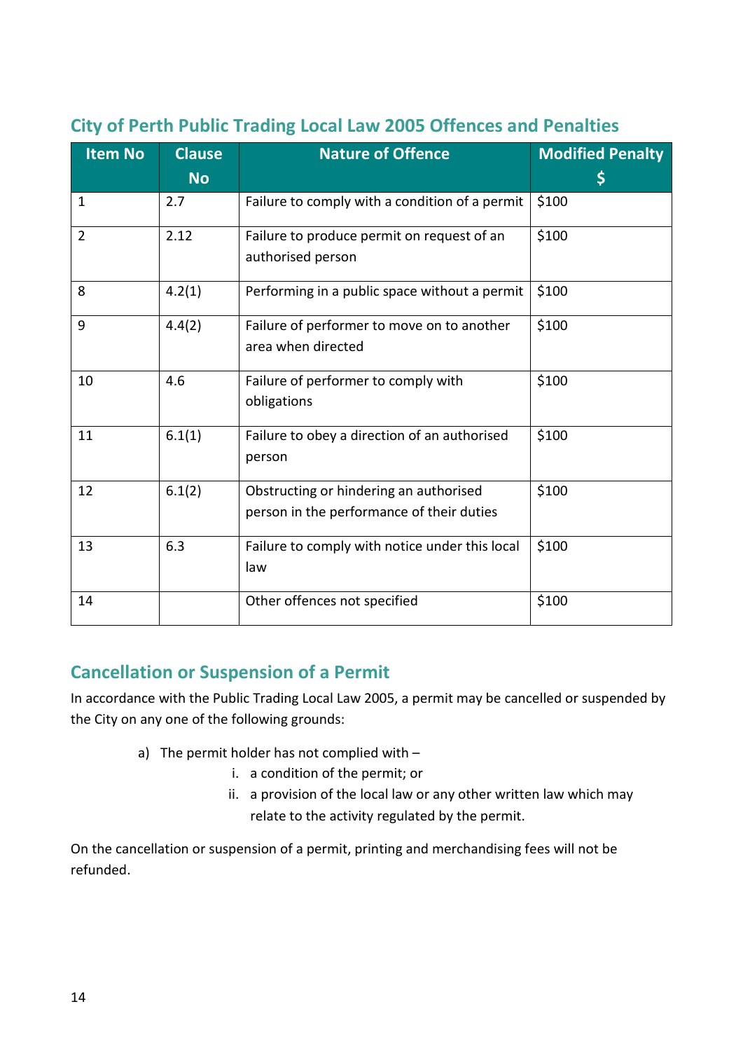## City of Perth Public Trading Local Law 2005 Offences and Penalties

| Item No | Clause No | Nature of Offence | Modified Penalty $ |
|---|---|---|---|
| 1 | 2.7 | Failure to comply with a condition of a permit | $100 |
| 2 | 2.12 | Failure to produce permit on request of an authorised person | $100 |
| 8 | 4.2(1) | Performing in a public space without a permit | $100 |
| 9 | 4.4(2) | Failure of performer to move on to another area when directed | $100 |
| 10 | 4.6 | Failure of performer to comply with obligations | $100 |
| 11 | 6.1(1) | Failure to obey a direction of an authorised person | $100 |
| 12 | 6.1(2) | Obstructing or hindering an authorised person in the performance of their duties | $100 |
| 13 | 6.3 | Failure to comply with notice under this local law | $100 |
| 14 | | Other offences not specified | $100 |

## Cancellation or Suspension of a Permit

In accordance with the Public Trading Local Law 2005, a permit may be cancelled or suspended by the City on any one of the following grounds:

a) The permit holder has not complied with –
   i. a condition of the permit; or
   ii. a provision of the local law or any other written law which may relate to the activity regulated by the permit.

On the cancellation or suspension of a permit, printing and merchandising fees will not be refunded.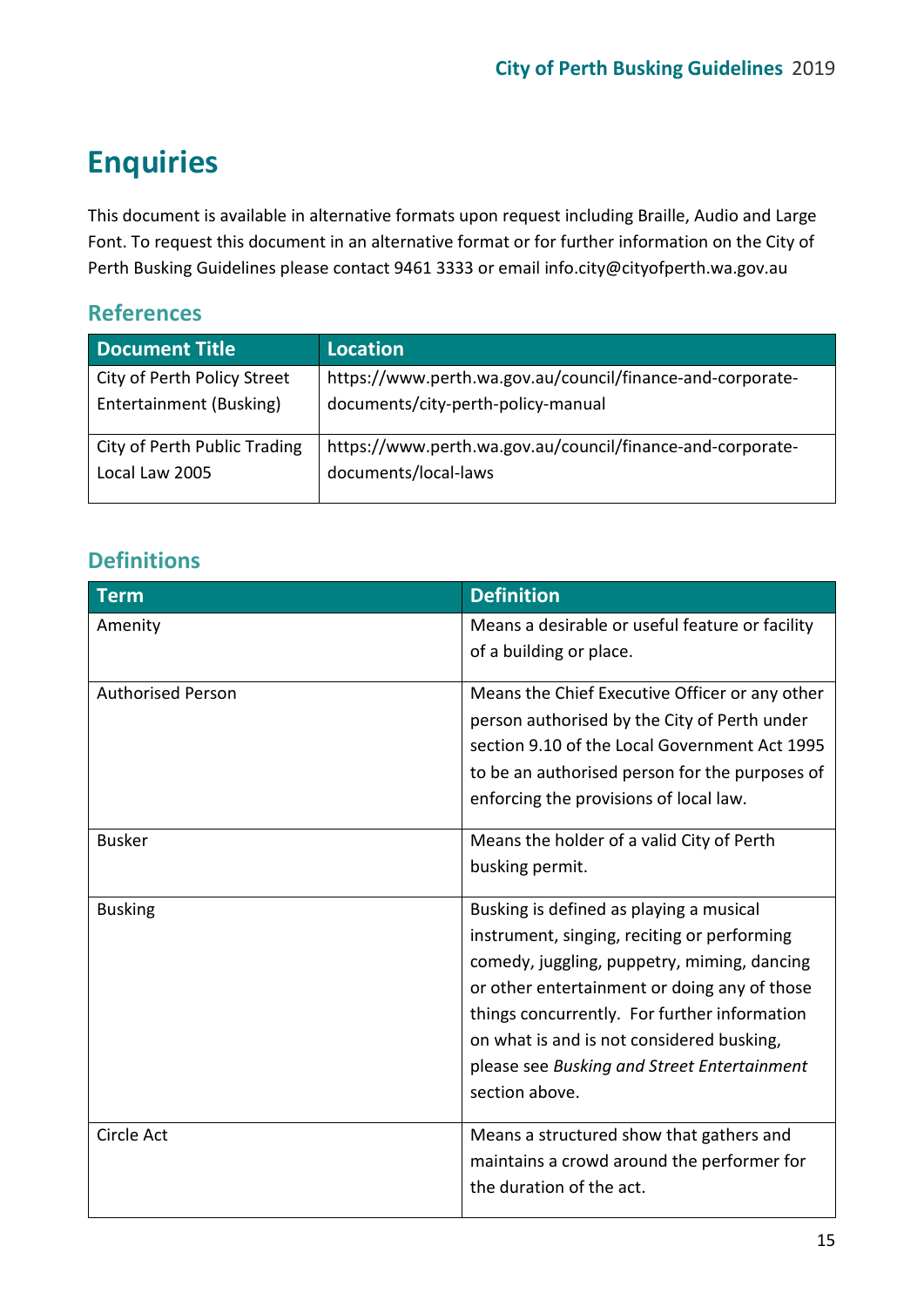# Enquiries

This document is available in alternative formats upon request including Braille, Audio and Large Font. To request this document in an alternative format or for further information on the City of Perth Busking Guidelines please contact 9461 3333 or email info.city@cityofperth.wa.gov.au

## References

| Document Title | Location |
|---|---|
| City of Perth Policy Street Entertainment (Busking) | https://www.perth.wa.gov.au/council/finance-and-corporate-documents/city-perth-policy-manual |
| City of Perth Public Trading Local Law 2005 | https://www.perth.wa.gov.au/council/finance-and-corporate-documents/local-laws |

## Definitions

| Term | Definition |
|---|---|
| Amenity | Means a desirable or useful feature or facility of a building or place. |
| Authorised Person | Means the Chief Executive Officer or any other person authorised by the City of Perth under section 9.10 of the Local Government Act 1995 to be an authorised person for the purposes of enforcing the provisions of local law. |
| Busker | Means the holder of a valid City of Perth busking permit. |
| Busking | Busking is defined as playing a musical instrument, singing, reciting or performing comedy, juggling, puppetry, miming, dancing or other entertainment or doing any of those things concurrently. For further information on what is and is not considered busking, please see *Busking and Street Entertainment* section above. |
| Circle Act | Means a structured show that gathers and maintains a crowd around the performer for the duration of the act. |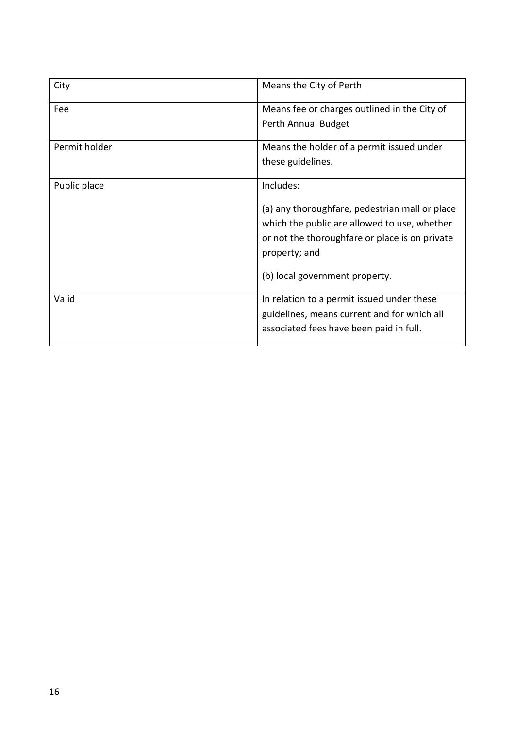| | |
|---|---|
| City | Means the City of Perth |
| Fee | Means fee or charges outlined in the City of Perth Annual Budget |
| Permit holder | Means the holder of a permit issued under these guidelines. |
| Public place | Includes:<br><br>(a) any thoroughfare, pedestrian mall or place which the public are allowed to use, whether or not the thoroughfare or place is on private property; and<br><br>(b) local government property. |
| Valid | In relation to a permit issued under these guidelines, means current and for which all associated fees have been paid in full. |